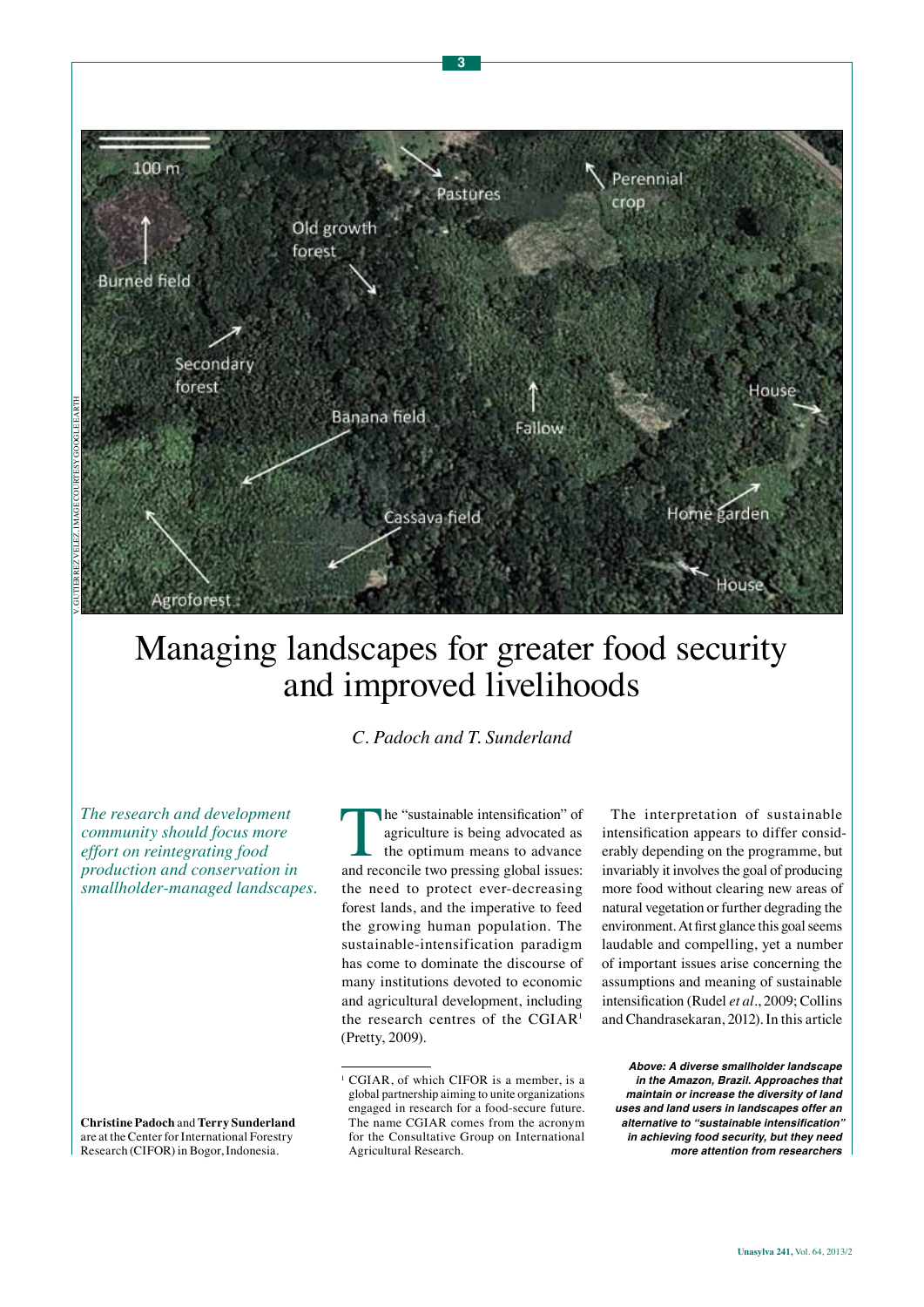# Managing landscapes for greater food security and improved livelihoods

*C. Padoch and T. Sunderland*

*The research and development community should focus more effort on reintegrating food production and conservation in smallholder-managed landscapes.*

**Christine Padoch** and **Terry Sunderland** are at the Center for International Forestry Research (CIFOR) in Bogor, Indonesia.

The "sustainable intensification" of agriculture is being advocated as the optimum means to advance and reconcile two pressing global issues: the need to protect ever-decreasing forest lands, and the imperative to feed the growing human population. The sustainable-intensification paradigm has come to dominate the discourse of many institutions devoted to economic and agricultural development, including the research centres of the CGIAR[1] (Pretty, 2009).

The interpretation of sustainable intensification appears to differ considerably depending on the programme, but invariably it involves the goal of producing more food without clearing new areas of natural vegetation or further degrading the environment. At first glance this goal seems laudable and compelling, yet a number of important issues arise concerning the assumptions and meaning of sustainable intensification (Rudel *et al.*, 2009; Collins and Chandrasekaran, 2012). In this article

[1] CGIAR, of which CIFOR is a member, is a global partnership aiming to unite organizations engaged in research for a food-secure future. The name CGIAR comes from the acronym for the Consultative Group on International Agricultural Research.

***Above:** A diverse smallholder landscape in the Amazon, Brazil. Approaches that maintain or increase the diversity of land uses and land users in landscapes offer an alternative to "sustainable intensification" in achieving food security, but they need more attention from researchers*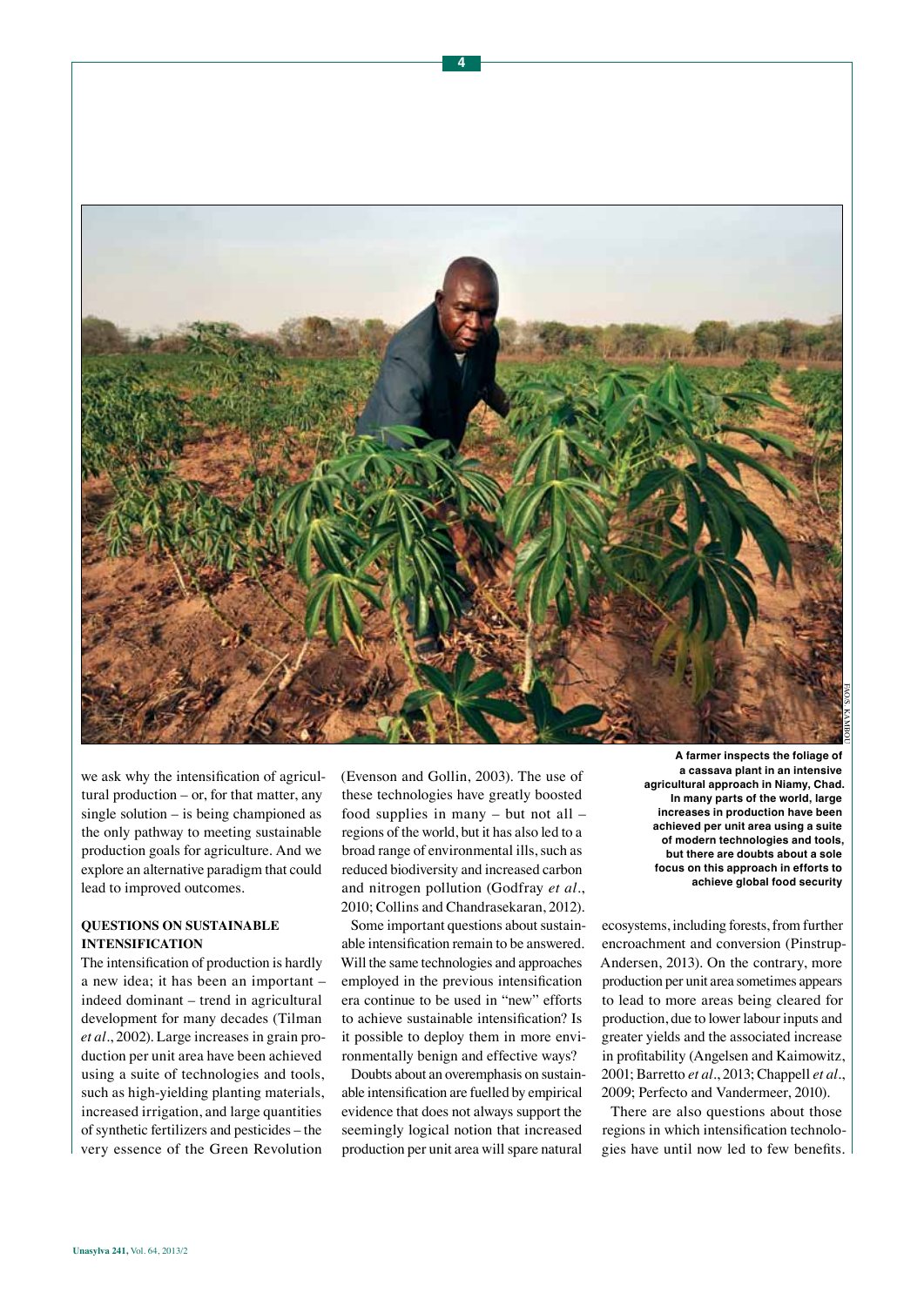we ask why the intensification of agricultural production – or, for that matter, any single solution – is being championed as the only pathway to meeting sustainable production goals for agriculture. And we explore an alternative paradigm that could lead to improved outcomes.

## QUESTIONS ON SUSTAINABLE INTENSIFICATION

The intensification of production is hardly a new idea; it has been an important – indeed dominant – trend in agricultural development for many decades (Tilman *et al*., 2002). Large increases in grain production per unit area have been achieved using a suite of technologies and tools, such as high-yielding planting materials, increased irrigation, and large quantities of synthetic fertilizers and pesticides – the very essence of the Green Revolution (Evenson and Gollin, 2003). The use of these technologies have greatly boosted food supplies in many – but not all – regions of the world, but it has also led to a broad range of environmental ills, such as reduced biodiversity and increased carbon and nitrogen pollution (Godfray *et al*., 2010; Collins and Chandrasekaran, 2012).

Some important questions about sustainable intensification remain to be answered. Will the same technologies and approaches employed in the previous intensification era continue to be used in "new" efforts to achieve sustainable intensification? Is it possible to deploy them in more environmentally benign and effective ways?

Doubts about an overemphasis on sustainable intensification are fuelled by empirical evidence that does not always support the seemingly logical notion that increased production per unit area will spare natural ecosystems, including forests, from further encroachment and conversion (Pinstrup-Andersen, 2013). On the contrary, more production per unit area sometimes appears to lead to more areas being cleared for production, due to lower labour inputs and greater yields and the associated increase in profitability (Angelsen and Kaimowitz, 2001; Barretto *et al*., 2013; Chappell *et al*., 2009; Perfecto and Vandermeer, 2010).

There are also questions about those regions in which intensification technologies have until now led to few benefits.

**A farmer inspects the foliage of a cassava plant in an intensive agricultural approach in Niamy, Chad. In many parts of the world, large increases in production have been achieved per unit area using a suite of modern technologies and tools, but there are doubts about a sole focus on this approach in efforts to achieve global food security**

FAO/S. KAMBOU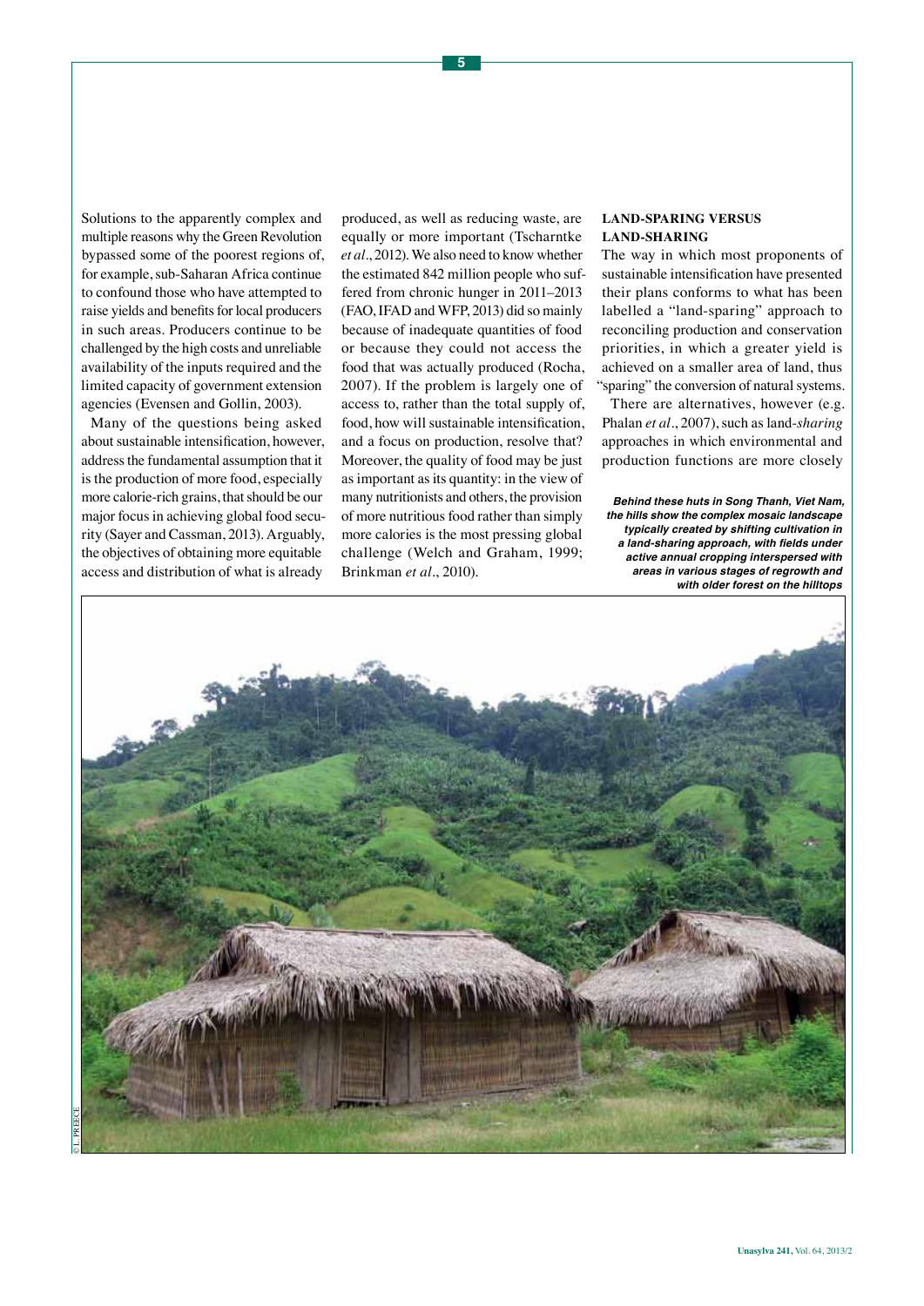Solutions to the apparently complex and multiple reasons why the Green Revolution bypassed some of the poorest regions of, for example, sub-Saharan Africa continue to confound those who have attempted to raise yields and benefits for local producers in such areas. Producers continue to be challenged by the high costs and unreliable availability of the inputs required and the limited capacity of government extension agencies (Evensen and Gollin, 2003).

Many of the questions being asked about sustainable intensification, however, address the fundamental assumption that it is the production of more food, especially more calorie-rich grains, that should be our major focus in achieving global food security (Sayer and Cassman, 2013). Arguably, the objectives of obtaining more equitable access and distribution of what is already produced, as well as reducing waste, are equally or more important (Tscharntke *et al*., 2012). We also need to know whether the estimated 842 million people who suffered from chronic hunger in 2011–2013 (FAO, IFAD and WFP, 2013) did so mainly because of inadequate quantities of food or because they could not access the food that was actually produced (Rocha, 2007). If the problem is largely one of access to, rather than the total supply of, food, how will sustainable intensification, and a focus on production, resolve that? Moreover, the quality of food may be just as important as its quantity: in the view of many nutritionists and others, the provision of more nutritious food rather than simply more calories is the most pressing global challenge (Welch and Graham, 1999; Brinkman *et al*., 2010).

## LAND-SPARING VERSUS LAND-SHARING

The way in which most proponents of sustainable intensification have presented their plans conforms to what has been labelled a "land-sparing" approach to reconciling production and conservation priorities, in which a greater yield is achieved on a smaller area of land, thus "sparing" the conversion of natural systems.

There are alternatives, however (e.g. Phalan *et al*., 2007), such as land-*sharing* approaches in which environmental and production functions are more closely

***Behind these huts in Song Thanh, Viet Nam, the hills show the complex mosaic landscape typically created by shifting cultivation in a land-sharing approach, with fields under active annual cropping interspersed with areas in various stages of regrowth and with older forest on the hilltops***

© L. PREECE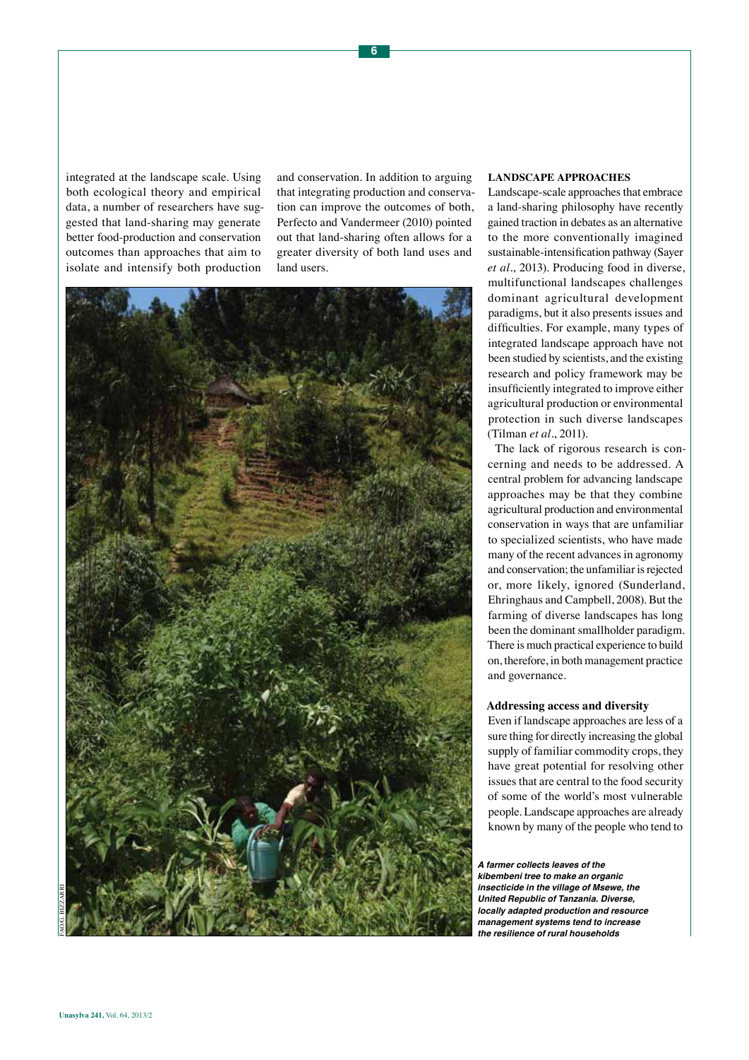integrated at the landscape scale. Using both ecological theory and empirical data, a number of researchers have suggested that land-sharing may generate better food-production and conservation outcomes than approaches that aim to isolate and intensify both production and conservation. In addition to arguing that integrating production and conservation can improve the outcomes of both, Perfecto and Vandermeer (2010) pointed out that land-sharing often allows for a greater diversity of both land uses and land users.

A farmer collects leaves of the kibembeni tree to make an organic insecticide in the village of Msewe, the United Republic of Tanzania. Diverse, locally adapted production and resource management systems tend to increase the resilience of rural households

## LANDSCAPE APPROACHES

Landscape-scale approaches that embrace a land-sharing philosophy have recently gained traction in debates as an alternative to the more conventionally imagined sustainable-intensification pathway (Sayer *et al*., 2013). Producing food in diverse, multifunctional landscapes challenges dominant agricultural development paradigms, but it also presents issues and difficulties. For example, many types of integrated landscape approach have not been studied by scientists, and the existing research and policy framework may be insufficiently integrated to improve either agricultural production or environmental protection in such diverse landscapes (Tilman *et al*., 2011).

The lack of rigorous research is concerning and needs to be addressed. A central problem for advancing landscape approaches may be that they combine agricultural production and environmental conservation in ways that are unfamiliar to specialized scientists, who have made many of the recent advances in agronomy and conservation; the unfamiliar is rejected or, more likely, ignored (Sunderland, Ehringhaus and Campbell, 2008). But the farming of diverse landscapes has long been the dominant smallholder paradigm. There is much practical experience to build on, therefore, in both management practice and governance.

### Addressing access and diversity

Even if landscape approaches are less of a sure thing for directly increasing the global supply of familiar commodity crops, they have great potential for resolving other issues that are central to the food security of some of the world's most vulnerable people. Landscape approaches are already known by many of the people who tend to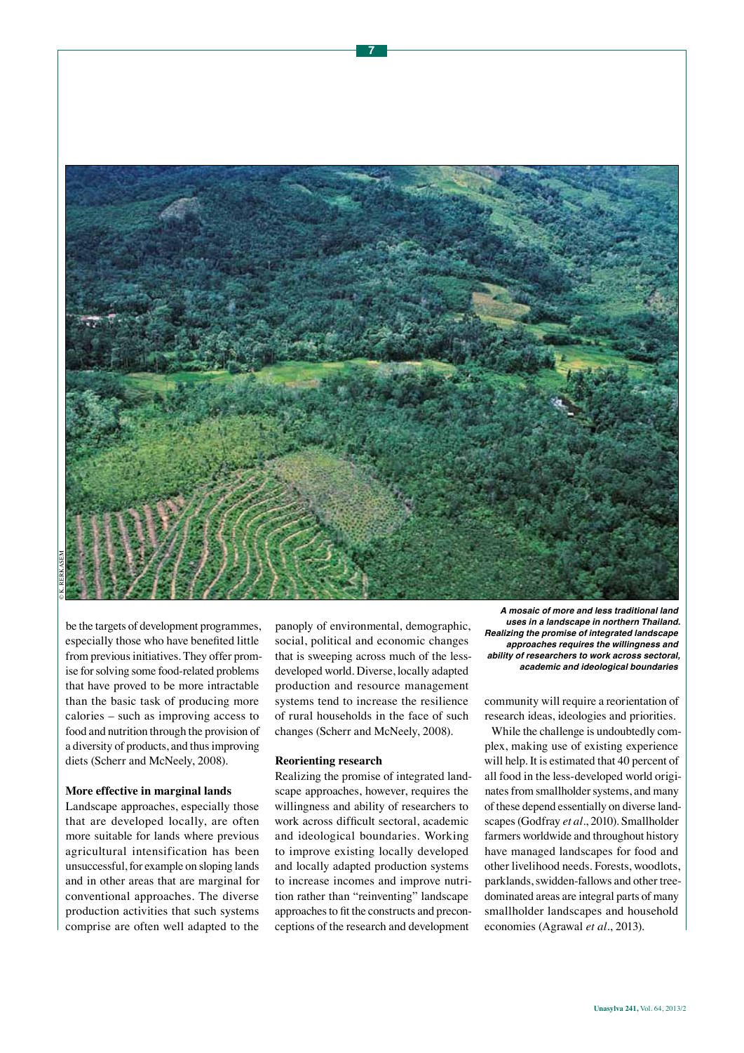be the targets of development programmes, especially those who have benefited little from previous initiatives. They offer promise for solving some food-related problems that have proved to be more intractable than the basic task of producing more calories – such as improving access to food and nutrition through the provision of a diversity of products, and thus improving diets (Scherr and McNeely, 2008).

### More effective in marginal lands

Landscape approaches, especially those that are developed locally, are often more suitable for lands where previous agricultural intensification has been unsuccessful, for example on sloping lands and in other areas that are marginal for conventional approaches. The diverse production activities that such systems comprise are often well adapted to the panoply of environmental, demographic, social, political and economic changes that is sweeping across much of the less-developed world. Diverse, locally adapted production and resource management systems tend to increase the resilience of rural households in the face of such changes (Scherr and McNeely, 2008).

### Reorienting research

Realizing the promise of integrated landscape approaches, however, requires the willingness and ability of researchers to work across difficult sectoral, academic and ideological boundaries. Working to improve existing locally developed and locally adapted production systems to increase incomes and improve nutrition rather than "reinventing" landscape approaches to fit the constructs and preconceptions of the research and development community will require a reorientation of research ideas, ideologies and priorities.

While the challenge is undoubtedly complex, making use of existing experience will help. It is estimated that 40 percent of all food in the less-developed world originates from smallholder systems, and many of these depend essentially on diverse landscapes (Godfray *et al*., 2010). Smallholder farmers worldwide and throughout history have managed landscapes for food and other livelihood needs. Forests, woodlots, parklands, swidden-fallows and other tree-dominated areas are integral parts of many smallholder landscapes and household economies (Agrawal *et al*., 2013).

***A mosaic of more and less traditional land uses in a landscape in northern Thailand. Realizing the promise of integrated landscape approaches requires the willingness and ability of researchers to work across sectoral, academic and ideological boundaries***

© K. RERKASEM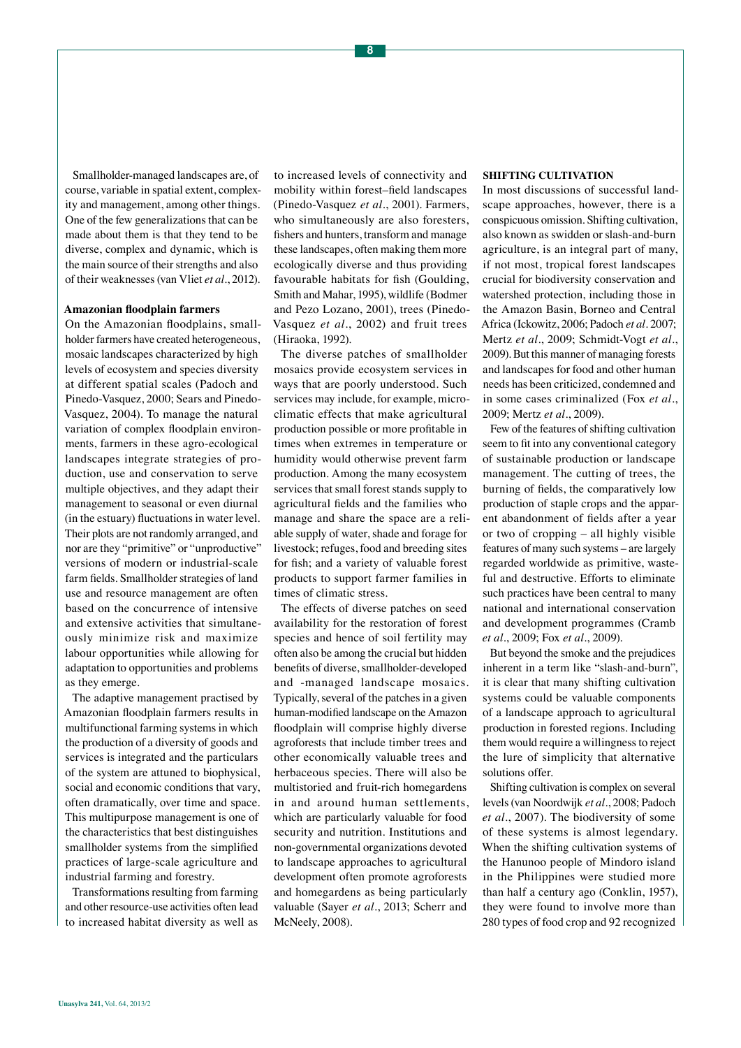Smallholder-managed landscapes are, of course, variable in spatial extent, complexity and management, among other things. One of the few generalizations that can be made about them is that they tend to be diverse, complex and dynamic, which is the main source of their strengths and also of their weaknesses (van Vliet *et al*., 2012).

### Amazonian floodplain farmers

On the Amazonian floodplains, smallholder farmers have created heterogeneous, mosaic landscapes characterized by high levels of ecosystem and species diversity at different spatial scales (Padoch and Pinedo-Vasquez, 2000; Sears and Pinedo-Vasquez, 2004). To manage the natural variation of complex floodplain environments, farmers in these agro-ecological landscapes integrate strategies of production, use and conservation to serve multiple objectives, and they adapt their management to seasonal or even diurnal (in the estuary) fluctuations in water level. Their plots are not randomly arranged, and nor are they "primitive" or "unproductive" versions of modern or industrial-scale farm fields. Smallholder strategies of land use and resource management are often based on the concurrence of intensive and extensive activities that simultaneously minimize risk and maximize labour opportunities while allowing for adaptation to opportunities and problems as they emerge.

The adaptive management practised by Amazonian floodplain farmers results in multifunctional farming systems in which the production of a diversity of goods and services is integrated and the particulars of the system are attuned to biophysical, social and economic conditions that vary, often dramatically, over time and space. This multipurpose management is one of the characteristics that best distinguishes smallholder systems from the simplified practices of large-scale agriculture and industrial farming and forestry.

Transformations resulting from farming and other resource-use activities often lead to increased habitat diversity as well as to increased levels of connectivity and mobility within forest–field landscapes (Pinedo-Vasquez *et al*., 2001). Farmers, who simultaneously are also foresters, fishers and hunters, transform and manage these landscapes, often making them more ecologically diverse and thus providing favourable habitats for fish (Goulding, Smith and Mahar, 1995), wildlife (Bodmer and Pezo Lozano, 2001), trees (Pinedo-Vasquez *et al*., 2002) and fruit trees (Hiraoka, 1992).

The diverse patches of smallholder mosaics provide ecosystem services in ways that are poorly understood. Such services may include, for example, microclimatic effects that make agricultural production possible or more profitable in times when extremes in temperature or humidity would otherwise prevent farm production. Among the many ecosystem services that small forest stands supply to agricultural fields and the families who manage and share the space are a reliable supply of water, shade and forage for livestock; refuges, food and breeding sites for fish; and a variety of valuable forest products to support farmer families in times of climatic stress.

The effects of diverse patches on seed availability for the restoration of forest species and hence of soil fertility may often also be among the crucial but hidden benefits of diverse, smallholder-developed and -managed landscape mosaics. Typically, several of the patches in a given human-modified landscape on the Amazon floodplain will comprise highly diverse agroforests that include timber trees and other economically valuable trees and herbaceous species. There will also be multistoried and fruit-rich homegardens in and around human settlements, which are particularly valuable for food security and nutrition. Institutions and non-governmental organizations devoted to landscape approaches to agricultural development often promote agroforests and homegardens as being particularly valuable (Sayer *et al*., 2013; Scherr and McNeely, 2008).

### SHIFTING CULTIVATION

In most discussions of successful landscape approaches, however, there is a conspicuous omission. Shifting cultivation, also known as swidden or slash-and-burn agriculture, is an integral part of many, if not most, tropical forest landscapes crucial for biodiversity conservation and watershed protection, including those in the Amazon Basin, Borneo and Central Africa (Ickowitz, 2006; Padoch *et al*. 2007; Mertz *et al*., 2009; Schmidt-Vogt *et al*., 2009). But this manner of managing forests and landscapes for food and other human needs has been criticized, condemned and in some cases criminalized (Fox *et al*., 2009; Mertz *et al*., 2009).

Few of the features of shifting cultivation seem to fit into any conventional category of sustainable production or landscape management. The cutting of trees, the burning of fields, the comparatively low production of staple crops and the apparent abandonment of fields after a year or two of cropping – all highly visible features of many such systems – are largely regarded worldwide as primitive, wasteful and destructive. Efforts to eliminate such practices have been central to many national and international conservation and development programmes (Cramb *et al*., 2009; Fox *et al*., 2009).

But beyond the smoke and the prejudices inherent in a term like "slash-and-burn", it is clear that many shifting cultivation systems could be valuable components of a landscape approach to agricultural production in forested regions. Including them would require a willingness to reject the lure of simplicity that alternative solutions offer.

Shifting cultivation is complex on several levels (van Noordwijk *et al*., 2008; Padoch *et al*., 2007). The biodiversity of some of these systems is almost legendary. When the shifting cultivation systems of the Hanunoo people of Mindoro island in the Philippines were studied more than half a century ago (Conklin, 1957), they were found to involve more than 280 types of food crop and 92 recognized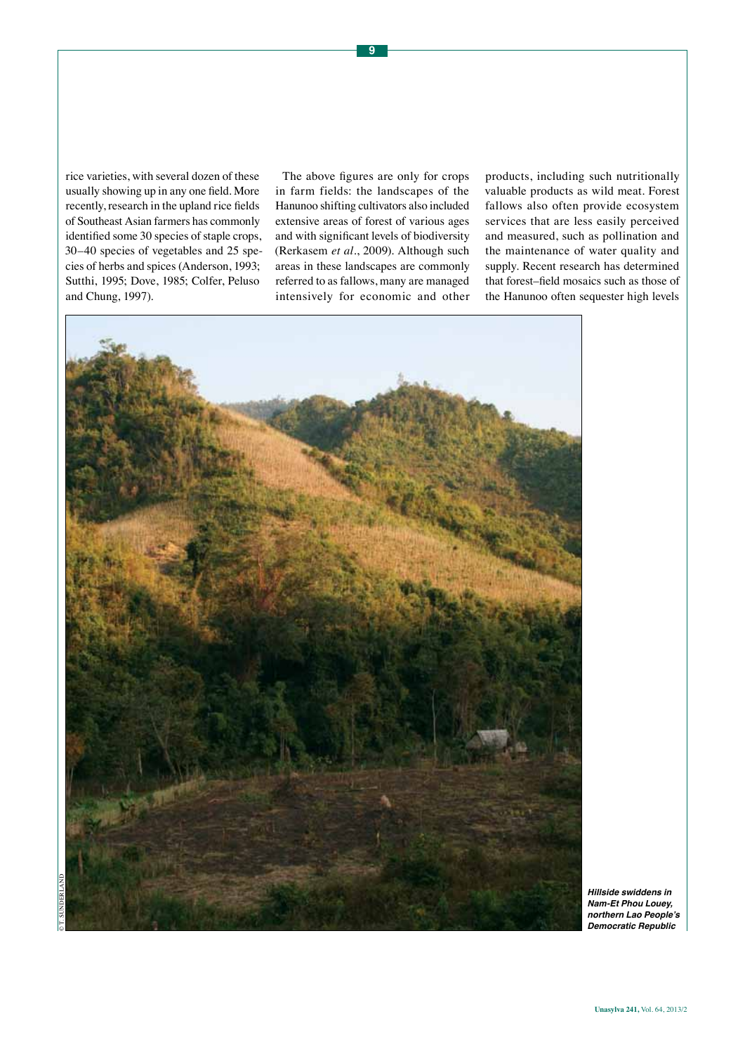rice varieties, with several dozen of these usually showing up in any one field. More recently, research in the upland rice fields of Southeast Asian farmers has commonly identified some 30 species of staple crops, 30–40 species of vegetables and 25 species of herbs and spices (Anderson, 1993; Sutthi, 1995; Dove, 1985; Colfer, Peluso and Chung, 1997).

The above figures are only for crops in farm fields: the landscapes of the Hanunoo shifting cultivators also included extensive areas of forest of various ages and with significant levels of biodiversity (Rerkasem *et al*., 2009). Although such areas in these landscapes are commonly referred to as fallows, many are managed intensively for economic and other products, including such nutritionally valuable products as wild meat. Forest fallows also often provide ecosystem services that are less easily perceived and measured, such as pollination and the maintenance of water quality and supply. Recent research has determined that forest–field mosaics such as those of the Hanunoo often sequester high levels

© T. SUNDERLAND

***Hillside swiddens in Nam-Et Phou Louey, northern Lao People's Democratic Republic***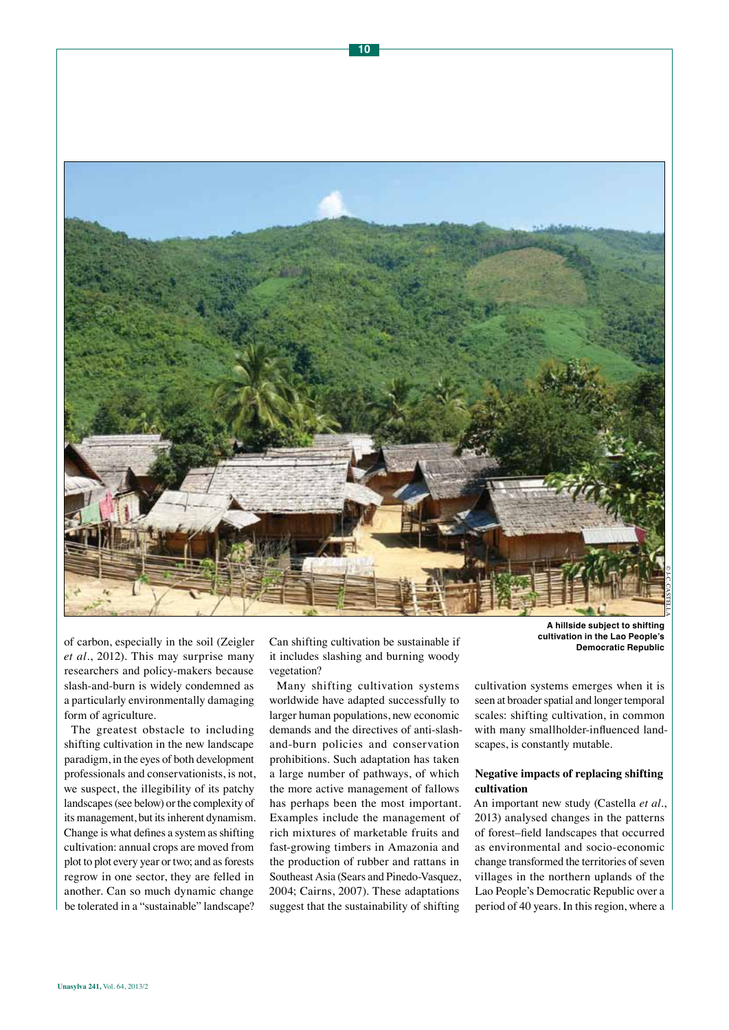A hillside subject to shifting cultivation in the Lao People's Democratic Republic

of carbon, especially in the soil (Zeigler *et al*., 2012). This may surprise many researchers and policy-makers because slash-and-burn is widely condemned as a particularly environmentally damaging form of agriculture.

The greatest obstacle to including shifting cultivation in the new landscape paradigm, in the eyes of both development professionals and conservationists, is not, we suspect, the illegibility of its patchy landscapes (see below) or the complexity of its management, but its inherent dynamism. Change is what defines a system as shifting cultivation: annual crops are moved from plot to plot every year or two; and as forests regrow in one sector, they are felled in another. Can so much dynamic change be tolerated in a "sustainable" landscape? Can shifting cultivation be sustainable if it includes slashing and burning woody vegetation?

Many shifting cultivation systems worldwide have adapted successfully to larger human populations, new economic demands and the directives of anti-slash-and-burn policies and conservation prohibitions. Such adaptation has taken a large number of pathways, of which the more active management of fallows has perhaps been the most important. Examples include the management of rich mixtures of marketable fruits and fast-growing timbers in Amazonia and the production of rubber and rattans in Southeast Asia (Sears and Pinedo-Vasquez, 2004; Cairns, 2007). These adaptations suggest that the sustainability of shifting cultivation systems emerges when it is seen at broader spatial and longer temporal scales: shifting cultivation, in common with many smallholder-influenced landscapes, is constantly mutable.

### Negative impacts of replacing shifting cultivation

An important new study (Castella *et al*., 2013) analysed changes in the patterns of forest–field landscapes that occurred as environmental and socio-economic change transformed the territories of seven villages in the northern uplands of the Lao People's Democratic Republic over a period of 40 years. In this region, where a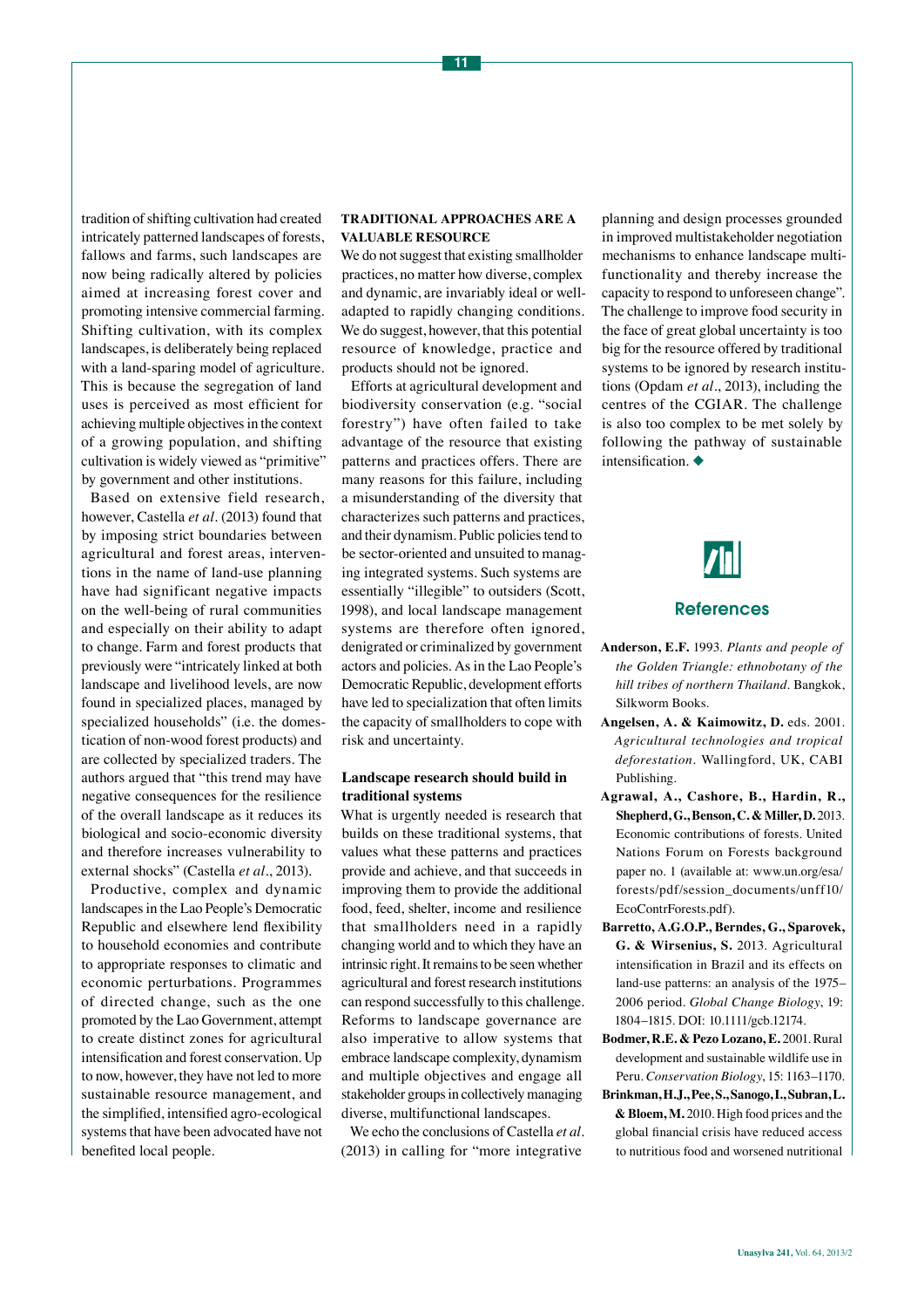tradition of shifting cultivation had created intricately patterned landscapes of forests, fallows and farms, such landscapes are now being radically altered by policies aimed at increasing forest cover and promoting intensive commercial farming. Shifting cultivation, with its complex landscapes, is deliberately being replaced with a land-sparing model of agriculture. This is because the segregation of land uses is perceived as most efficient for achieving multiple objectives in the context of a growing population, and shifting cultivation is widely viewed as "primitive" by government and other institutions.

Based on extensive field research, however, Castella *et al.* (2013) found that by imposing strict boundaries between agricultural and forest areas, interventions in the name of land-use planning have had significant negative impacts on the well-being of rural communities and especially on their ability to adapt to change. Farm and forest products that previously were "intricately linked at both landscape and livelihood levels, are now found in specialized places, managed by specialized households" (i.e. the domestication of non-wood forest products) and are collected by specialized traders. The authors argued that "this trend may have negative consequences for the resilience of the overall landscape as it reduces its biological and socio-economic diversity and therefore increases vulnerability to external shocks" (Castella *et al.*, 2013).

Productive, complex and dynamic landscapes in the Lao People's Democratic Republic and elsewhere lend flexibility to household economies and contribute to appropriate responses to climatic and economic perturbations. Programmes of directed change, such as the one promoted by the Lao Government, attempt to create distinct zones for agricultural intensification and forest conservation. Up to now, however, they have not led to more sustainable resource management, and the simplified, intensified agro-ecological systems that have been advocated have not benefited local people.

## TRADITIONAL APPROACHES ARE A VALUABLE RESOURCE

We do not suggest that existing smallholder practices, no matter how diverse, complex and dynamic, are invariably ideal or well-adapted to rapidly changing conditions. We do suggest, however, that this potential resource of knowledge, practice and products should not be ignored.

Efforts at agricultural development and biodiversity conservation (e.g. "social forestry") have often failed to take advantage of the resource that existing patterns and practices offers. There are many reasons for this failure, including a misunderstanding of the diversity that characterizes such patterns and practices, and their dynamism. Public policies tend to be sector-oriented and unsuited to managing integrated systems. Such systems are essentially "illegible" to outsiders (Scott, 1998), and local landscape management systems are therefore often ignored, denigrated or criminalized by government actors and policies. As in the Lao People's Democratic Republic, development efforts have led to specialization that often limits the capacity of smallholders to cope with risk and uncertainty.

### Landscape research should build in traditional systems

What is urgently needed is research that builds on these traditional systems, that values what these patterns and practices provide and achieve, and that succeeds in improving them to provide the additional food, feed, shelter, income and resilience that smallholders need in a rapidly changing world and to which they have an intrinsic right. It remains to be seen whether agricultural and forest research institutions can respond successfully to this challenge. Reforms to landscape governance are also imperative to allow systems that embrace landscape complexity, dynamism and multiple objectives and engage all stakeholder groups in collectively managing diverse, multifunctional landscapes.

We echo the conclusions of Castella *et al.* (2013) in calling for "more integrative planning and design processes grounded in improved multistakeholder negotiation mechanisms to enhance landscape multifunctionality and thereby increase the capacity to respond to unforeseen change". The challenge to improve food security in the face of great global uncertainty is too big for the resource offered by traditional systems to be ignored by research institutions (Opdam *et al.*, 2013), including the centres of the CGIAR. The challenge is also too complex to be met solely by following the pathway of sustainable intensification. ◆

## References

**Anderson, E.F.** 1993. *Plants and people of the Golden Triangle: ethnobotany of the hill tribes of northern Thailand*. Bangkok, Silkworm Books.

**Angelsen, A. & Kaimowitz, D.** eds. 2001. *Agricultural technologies and tropical deforestation*. Wallingford, UK, CABI Publishing.

**Agrawal, A., Cashore, B., Hardin, R., Shepherd, G., Benson, C. & Miller, D.** 2013. Economic contributions of forests. United Nations Forum on Forests background paper no. 1 (available at: www.un.org/esa/forests/pdf/session_documents/unff10/EcoContrForests.pdf).

**Barretto, A.G.O.P., Berndes, G., Sparovek, G. & Wirsenius, S.** 2013. Agricultural intensification in Brazil and its effects on land-use patterns: an analysis of the 1975–2006 period. *Global Change Biology*, 19: 1804–1815. DOI: 10.1111/gcb.12174.

**Bodmer, R.E. & Pezo Lozano, E.** 2001. Rural development and sustainable wildlife use in Peru. *Conservation Biology*, 15: 1163–1170.

**Brinkman, H.J., Pee, S., Sanogo, I., Subran, L. & Bloem, M.** 2010. High food prices and the global financial crisis have reduced access to nutritious food and worsened nutritional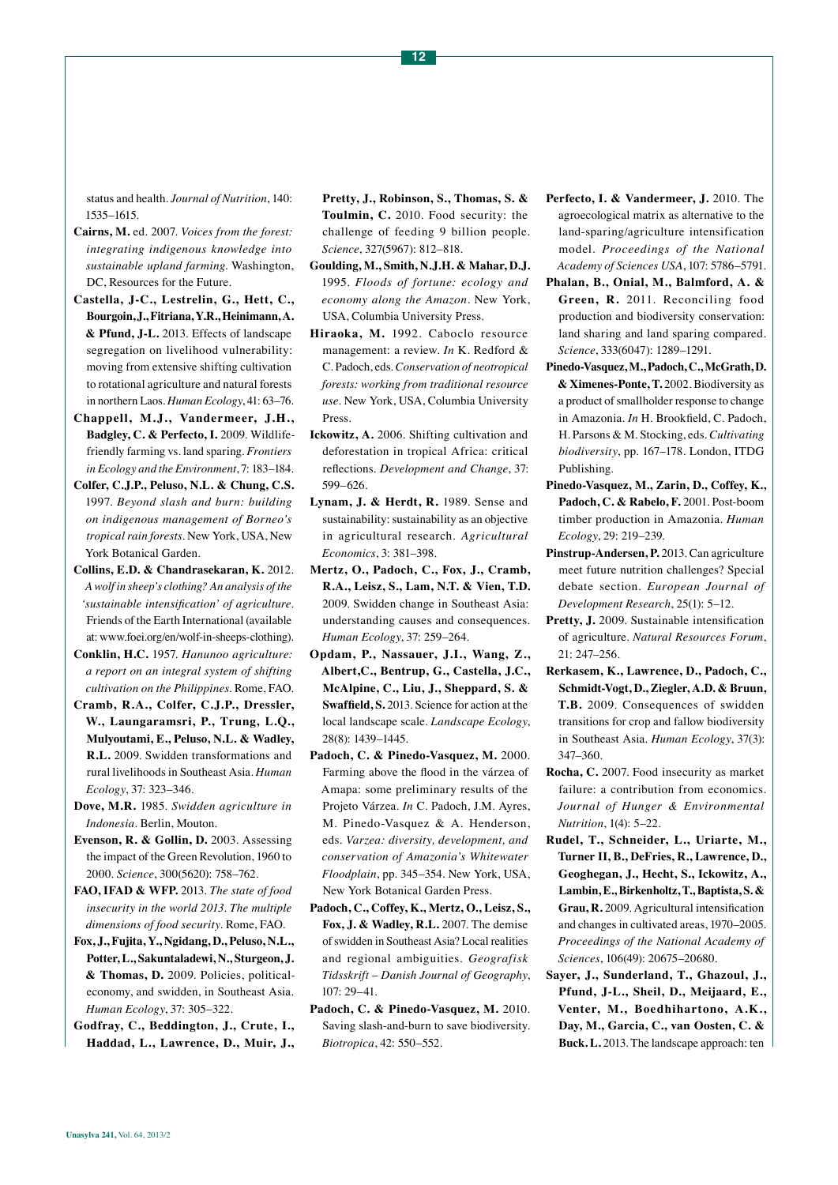status and health. *Journal of Nutrition*, 140: 1535–1615.

**Cairns, M.** ed. 2007. *Voices from the forest: integrating indigenous knowledge into sustainable upland farming.* Washington, DC, Resources for the Future.

**Castella, J-C., Lestrelin, G., Hett, C., Bourgoin, J., Fitriana, Y.R., Heinimann, A. & Pfund, J-L.** 2013. Effects of landscape segregation on livelihood vulnerability: moving from extensive shifting cultivation to rotational agriculture and natural forests in northern Laos. *Human Ecology*, 41: 63–76.

**Chappell, M.J., Vandermeer, J.H., Badgley, C. & Perfecto, I.** 2009. Wildlife-friendly farming vs. land sparing. *Frontiers in Ecology and the Environment*, 7: 183–184.

**Colfer, C.J.P., Peluso, N.L. & Chung, C.S.** 1997. *Beyond slash and burn: building on indigenous management of Borneo's tropical rain forests*. New York, USA, New York Botanical Garden.

**Collins, E.D. & Chandrasekaran, K.** 2012. *A wolf in sheep's clothing? An analysis of the 'sustainable intensification' of agriculture*. Friends of the Earth International (available at: www.foei.org/en/wolf-in-sheeps-clothing).

**Conklin, H.C.** 1957. *Hanunoo agriculture: a report on an integral system of shifting cultivation on the Philippines*. Rome, FAO.

**Cramb, R.A., Colfer, C.J.P., Dressler, W., Laungaramsri, P., Trung, L.Q., Mulyoutami, E., Peluso, N.L. & Wadley, R.L.** 2009. Swidden transformations and rural livelihoods in Southeast Asia. *Human Ecology*, 37: 323–346.

**Dove, M.R.** 1985. *Swidden agriculture in Indonesia*. Berlin, Mouton.

**Evenson, R. & Gollin, D.** 2003. Assessing the impact of the Green Revolution, 1960 to 2000. *Science*, 300(5620): 758–762.

**FAO, IFAD & WFP.** 2013. *The state of food insecurity in the world 2013. The multiple dimensions of food security*. Rome, FAO.

**Fox, J., Fujita, Y., Ngidang, D., Peluso, N.L., Potter, L., Sakuntaladewi, N., Sturgeon, J. & Thomas, D.** 2009. Policies, political-economy, and swidden, in Southeast Asia. *Human Ecology*, 37: 305–322.

**Godfray, C., Beddington, J., Crute, I., Haddad, L., Lawrence, D., Muir, J., Pretty, J., Robinson, S., Thomas, S. & Toulmin, C.** 2010. Food security: the challenge of feeding 9 billion people. *Science*, 327(5967): 812–818.

**Goulding, M., Smith, N.J.H. & Mahar, D.J.** 1995. *Floods of fortune: ecology and economy along the Amazon*. New York, USA, Columbia University Press.

**Hiraoka, M.** 1992. Caboclo resource management: a review. *In* K. Redford & C. Padoch, eds. *Conservation of neotropical forests: working from traditional resource use*. New York, USA, Columbia University Press.

**Ickowitz, A.** 2006. Shifting cultivation and deforestation in tropical Africa: critical reflections. *Development and Change*, 37: 599–626.

**Lynam, J. & Herdt, R.** 1989. Sense and sustainability: sustainability as an objective in agricultural research. *Agricultural Economics*, 3: 381–398.

**Mertz, O., Padoch, C., Fox, J., Cramb, R.A., Leisz, S., Lam, N.T. & Vien, T.D.** 2009. Swidden change in Southeast Asia: understanding causes and consequences. *Human Ecology*, 37: 259–264.

**Opdam, P., Nassauer, J.I., Wang, Z., Albert, C., Bentrup, G., Castella, J.C., McAlpine, C., Liu, J., Sheppard, S. & Swaffield, S.** 2013. Science for action at the local landscape scale. *Landscape Ecology*, 28(8): 1439–1445.

**Padoch, C. & Pinedo-Vasquez, M.** 2000. Farming above the flood in the várzea of Amapa: some preliminary results of the Projeto Várzea. *In* C. Padoch, J.M. Ayres, M. Pinedo-Vasquez & A. Henderson, eds. *Varzea: diversity, development, and conservation of Amazonia's Whitewater Floodplain*, pp. 345–354. New York, USA, New York Botanical Garden Press.

**Padoch, C., Coffey, K., Mertz, O., Leisz, S., Fox, J. & Wadley, R.L.** 2007. The demise of swidden in Southeast Asia? Local realities and regional ambiguities. *Geografisk Tidsskrift – Danish Journal of Geography*, 107: 29–41.

**Padoch, C. & Pinedo-Vasquez, M.** 2010. Saving slash-and-burn to save biodiversity. *Biotropica*, 42: 550–552.

**Perfecto, I. & Vandermeer, J.** 2010. The agroecological matrix as alternative to the land-sparing/agriculture intensification model. *Proceedings of the National Academy of Sciences USA*, 107: 5786–5791.

**Phalan, B., Onial, M., Balmford, A. & Green, R.** 2011. Reconciling food production and biodiversity conservation: land sharing and land sparing compared. *Science*, 333(6047): 1289–1291.

**Pinedo-Vasquez, M., Padoch, C., McGrath, D. & Ximenes-Ponte, T.** 2002. Biodiversity as a product of smallholder response to change in Amazonia. *In* H. Brookfield, C. Padoch, H. Parsons & M. Stocking, eds. *Cultivating biodiversity*, pp. 167–178. London, ITDG Publishing.

**Pinedo-Vasquez, M., Zarin, D., Coffey, K., Padoch, C. & Rabelo, F.** 2001. Post-boom timber production in Amazonia. *Human Ecology*, 29: 219–239.

**Pinstrup-Andersen, P.** 2013. Can agriculture meet future nutrition challenges? Special debate section. *European Journal of Development Research*, 25(1): 5–12.

**Pretty, J.** 2009. Sustainable intensification of agriculture. *Natural Resources Forum*, 21: 247–256.

**Rerkasem, K., Lawrence, D., Padoch, C., Schmidt-Vogt, D., Ziegler, A.D. & Bruun, T.B.** 2009. Consequences of swidden transitions for crop and fallow biodiversity in Southeast Asia. *Human Ecology*, 37(3): 347–360.

**Rocha, C.** 2007. Food insecurity as market failure: a contribution from economics. *Journal of Hunger & Environmental Nutrition*, 1(4): 5–22.

**Rudel, T., Schneider, L., Uriarte, M., Turner II, B., DeFries, R., Lawrence, D., Geoghegan, J., Hecht, S., Ickowitz, A., Lambin, E., Birkenholtz, T., Baptista, S. & Grau, R.** 2009. Agricultural intensification and changes in cultivated areas, 1970–2005. *Proceedings of the National Academy of Sciences*, 106(49): 20675–20680.

**Sayer, J., Sunderland, T., Ghazoul, J., Pfund, J-L., Sheil, D., Meijaard, E., Venter, M., Boedhihartono, A.K., Day, M., Garcia, C., van Oosten, C. & Buck, L.** 2013. The landscape approach: ten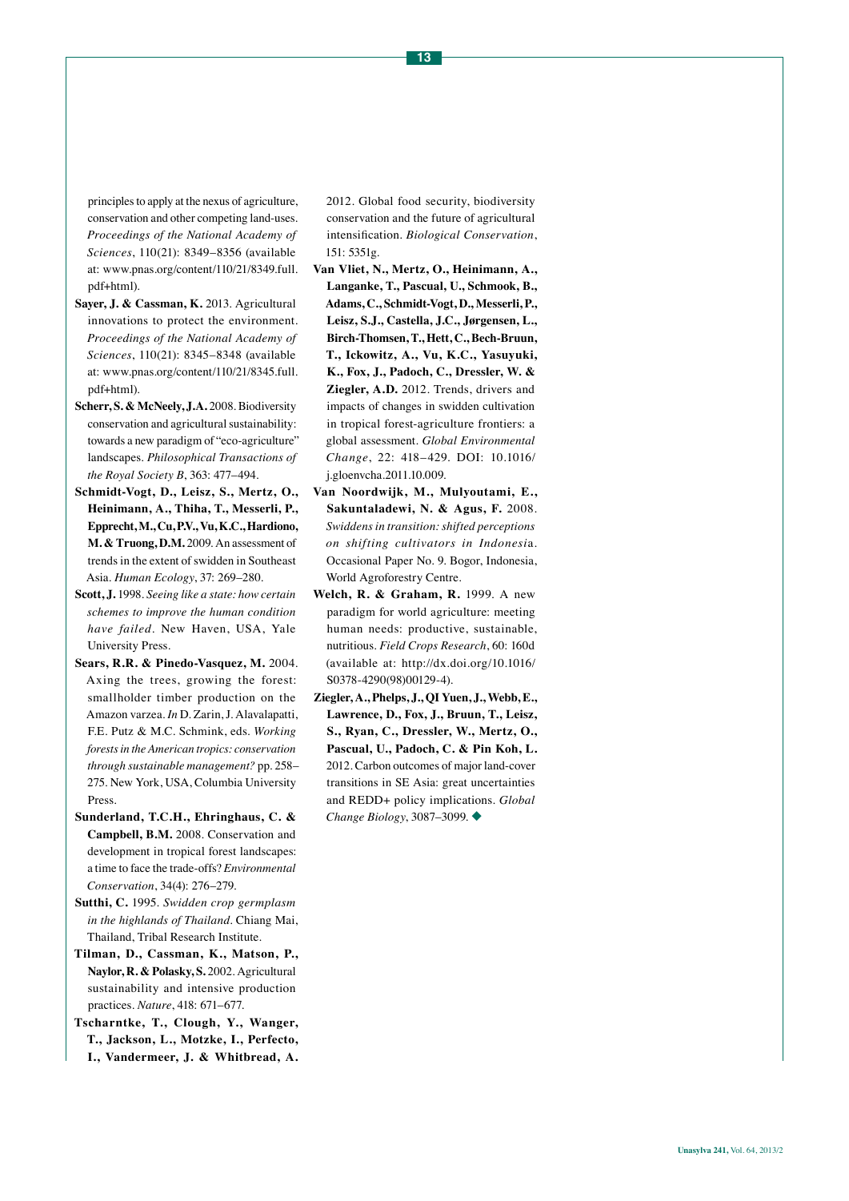principles to apply at the nexus of agriculture, conservation and other competing land-uses. *Proceedings of the National Academy of Sciences*, 110(21): 8349–8356 (available at: www.pnas.org/content/110/21/8349.full.pdf+html).

**Sayer, J. & Cassman, K.** 2013. Agricultural innovations to protect the environment. *Proceedings of the National Academy of Sciences*, 110(21): 8345–8348 (available at: www.pnas.org/content/110/21/8345.full.pdf+html).

**Scherr, S. & McNeely, J.A.** 2008. Biodiversity conservation and agricultural sustainability: towards a new paradigm of "eco-agriculture" landscapes. *Philosophical Transactions of the Royal Society B*, 363: 477–494.

**Schmidt-Vogt, D., Leisz, S., Mertz, O., Heinimann, A., Thiha, T., Messerli, P., Epprecht, M., Cu, P.V., Vu, K.C., Hardiono, M. & Truong, D.M.** 2009. An assessment of trends in the extent of swidden in Southeast Asia. *Human Ecology*, 37: 269–280.

**Scott, J.** 1998. *Seeing like a state: how certain schemes to improve the human condition have failed*. New Haven, USA, Yale University Press.

**Sears, R.R. & Pinedo-Vasquez, M.** 2004. Axing the trees, growing the forest: smallholder timber production on the Amazon varzea. *In* D. Zarin, J. Alavalapatti, F.E. Putz & M.C. Schmink, eds. *Working forests in the American tropics: conservation through sustainable management?* pp. 258–275. New York, USA, Columbia University Press.

**Sunderland, T.C.H., Ehringhaus, C. & Campbell, B.M.** 2008. Conservation and development in tropical forest landscapes: a time to face the trade-offs? *Environmental Conservation*, 34(4): 276–279.

**Sutthi, C.** 1995. *Swidden crop germplasm in the highlands of Thailand*. Chiang Mai, Thailand, Tribal Research Institute.

**Tilman, D., Cassman, K., Matson, P., Naylor, R. & Polasky, S.** 2002. Agricultural sustainability and intensive production practices. *Nature*, 418: 671–677.

**Tscharntke, T., Clough, Y., Wanger, T., Jackson, L., Motzke, I., Perfecto, I., Vandermeer, J. & Whitbread, A.** 2012. Global food security, biodiversity conservation and the future of agricultural intensification. *Biological Conservation*, 151: 5351g.

**Van Vliet, N., Mertz, O., Heinimann, A., Langanke, T., Pascual, U., Schmook, B., Adams, C., Schmidt-Vogt, D., Messerli, P., Leisz, S.J., Castella, J.C., Jørgensen, L., Birch-Thomsen, T., Hett, C., Bech-Bruun, T., Ickowitz, A., Vu, K.C., Yasuyuki, K., Fox, J., Padoch, C., Dressler, W. & Ziegler, A.D.** 2012. Trends, drivers and impacts of changes in swidden cultivation in tropical forest-agriculture frontiers: a global assessment. *Global Environmental Change*, 22: 418–429. DOI: 10.1016/j.gloenvcha.2011.10.009.

**Van Noordwijk, M., Mulyoutami, E., Sakuntaladewi, N. & Agus, F.** 2008. *Swiddens in transition: shifted perceptions on shifting cultivators in Indonesia*. Occasional Paper No. 9. Bogor, Indonesia, World Agroforestry Centre.

**Welch, R. & Graham, R.** 1999. A new paradigm for world agriculture: meeting human needs: productive, sustainable, nutritious. *Field Crops Research*, 60: 160d (available at: http://dx.doi.org/10.1016/S0378-4290(98)00129-4).

**Ziegler, A., Phelps, J., QI Yuen, J., Webb, E., Lawrence, D., Fox, J., Bruun, T., Leisz, S., Ryan, C., Dressler, W., Mertz, O., Pascual, U., Padoch, C. & Pin Koh, L.** 2012. Carbon outcomes of major land-cover transitions in SE Asia: great uncertainties and REDD+ policy implications. *Global Change Biology*, 3087–3099. ◆